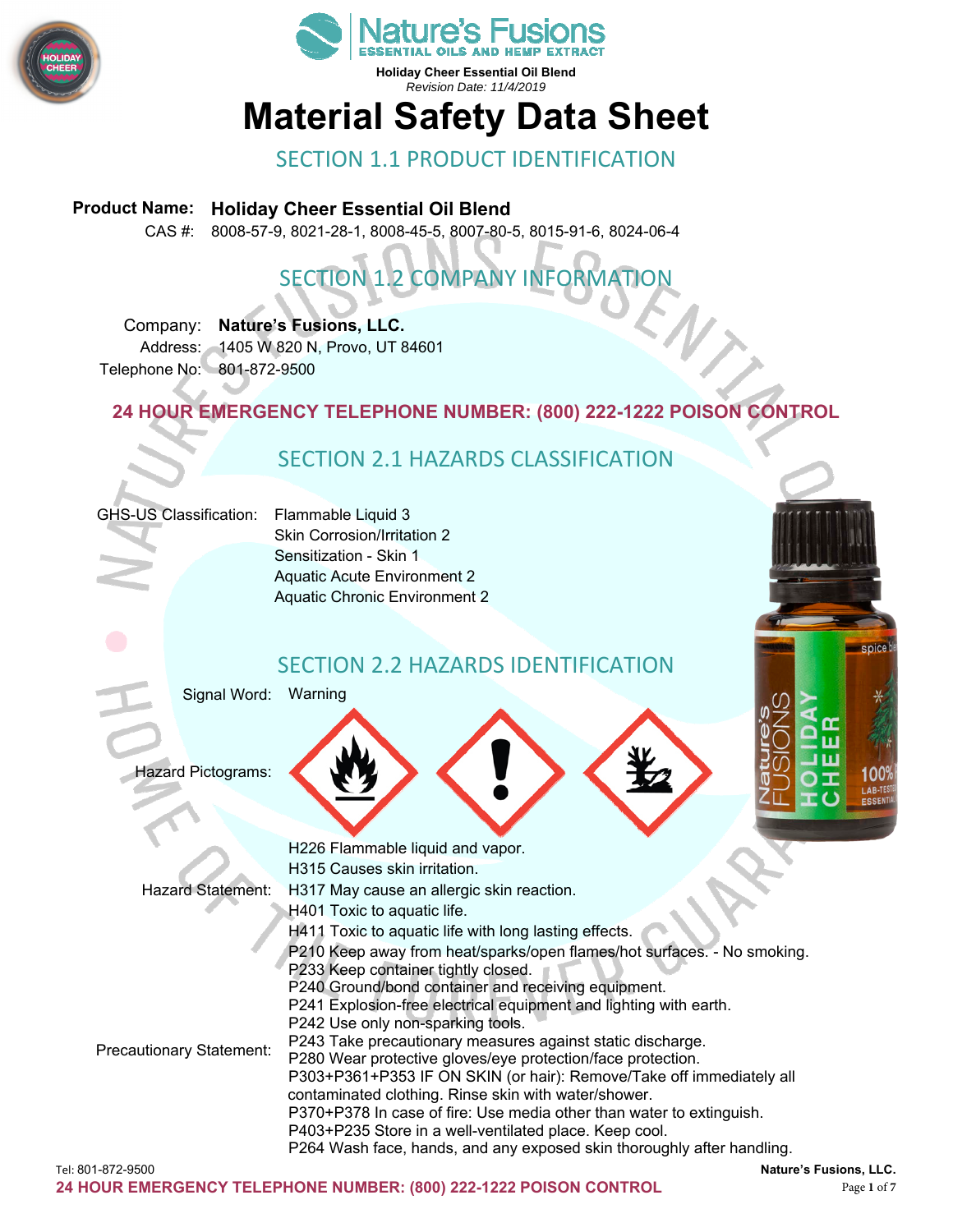Holiday Cheer Essential Oil Blend
*Revision Date: 11/4/2019*

# Material Safety Data Sheet

## SECTION 1.1 PRODUCT IDENTIFICATION

**Product Name:** **Holiday Cheer Essential Oil Blend**
CAS #: 8008-57-9, 8021-28-1, 8008-45-5, 8007-80-5, 8015-91-6, 8024-06-4

## SECTION 1.2 COMPANY INFORMATION

Company: **Nature's Fusions, LLC.**
Address: 1405 W 820 N, Provo, UT 84601
Telephone No: 801-872-9500

**24 HOUR EMERGENCY TELEPHONE NUMBER: (800) 222-1222 POISON CONTROL**

## SECTION 2.1 HAZARDS CLASSIFICATION

GHS-US Classification:
- Flammable Liquid 3
- Skin Corrosion/Irritation 2
- Sensitization - Skin 1
- Aquatic Acute Environment 2
- Aquatic Chronic Environment 2

## SECTION 2.2 HAZARDS IDENTIFICATION

Signal Word: Warning

Hazard Pictograms:

Hazard Statement:
- H226 Flammable liquid and vapor.
- H315 Causes skin irritation.
- H317 May cause an allergic skin reaction.
- H401 Toxic to aquatic life.
- H411 Toxic to aquatic life with long lasting effects.

Precautionary Statement:
- P210 Keep away from heat/sparks/open flames/hot surfaces. - No smoking.
- P233 Keep container tightly closed.
- P240 Ground/bond container and receiving equipment.
- P241 Explosion-free electrical equipment and lighting with earth.
- P242 Use only non-sparking tools.
- P243 Take precautionary measures against static discharge.
- P280 Wear protective gloves/eye protection/face protection.
- P303+P361+P353 IF ON SKIN (or hair): Remove/Take off immediately all contaminated clothing. Rinse skin with water/shower.
- P370+P378 In case of fire: Use media other than water to extinguish.
- P403+P235 Store in a well-ventilated place. Keep cool.
- P264 Wash face, hands, and any exposed skin thoroughly after handling.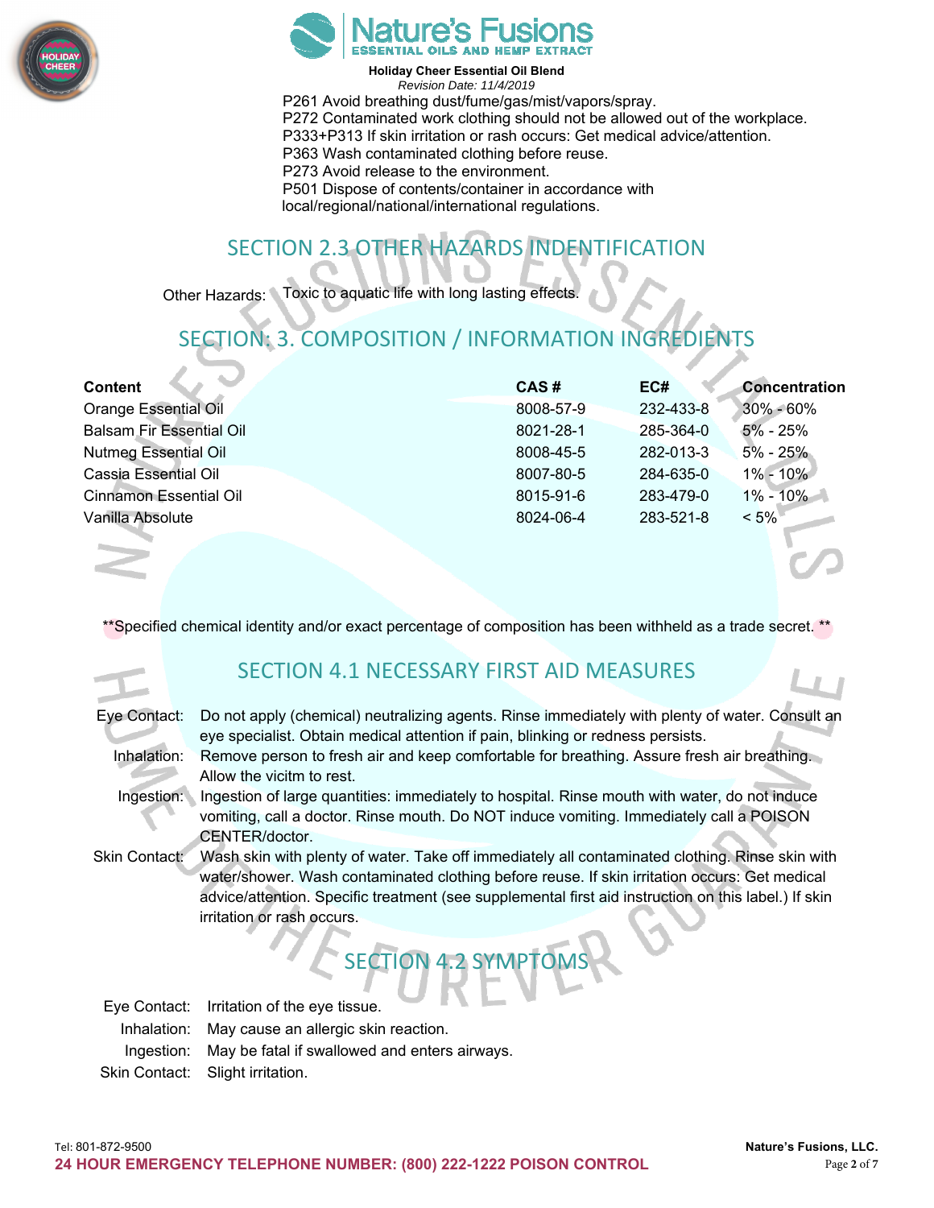P261 Avoid breathing dust/fume/gas/mist/vapors/spray.
P272 Contaminated work clothing should not be allowed out of the workplace.
P333+P313 If skin irritation or rash occurs: Get medical advice/attention.
P363 Wash contaminated clothing before reuse.
P273 Avoid release to the environment.
P501 Dispose of contents/container in accordance with local/regional/national/international regulations.

## SECTION 2.3 OTHER HAZARDS INDENTIFICATION

Other Hazards: Toxic to aquatic life with long lasting effects.

## SECTION: 3. COMPOSITION / INFORMATION INGREDIENTS

| Content | CAS # | EC# | Concentration |
|---|---|---|---|
| Orange Essential Oil | 8008-57-9 | 232-433-8 | 30% - 60% |
| Balsam Fir Essential Oil | 8021-28-1 | 285-364-0 | 5% - 25% |
| Nutmeg Essential Oil | 8008-45-5 | 282-013-3 | 5% - 25% |
| Cassia Essential Oil | 8007-80-5 | 284-635-0 | 1% - 10% |
| Cinnamon Essential Oil | 8015-91-6 | 283-479-0 | 1% - 10% |
| Vanilla Absolute | 8024-06-4 | 283-521-8 | < 5% |

**Specified chemical identity and/or exact percentage of composition has been withheld as a trade secret.**

## SECTION 4.1 NECESSARY FIRST AID MEASURES

Eye Contact: Do not apply (chemical) neutralizing agents. Rinse immediately with plenty of water. Consult an eye specialist. Obtain medical attention if pain, blinking or redness persists.

Inhalation: Remove person to fresh air and keep comfortable for breathing. Assure fresh air breathing. Allow the vicitm to rest.

Ingestion: Ingestion of large quantities: immediately to hospital. Rinse mouth with water, do not induce vomiting, call a doctor. Rinse mouth. Do NOT induce vomiting. Immediately call a POISON CENTER/doctor.

Skin Contact: Wash skin with plenty of water. Take off immediately all contaminated clothing. Rinse skin with water/shower. Wash contaminated clothing before reuse. If skin irritation occurs: Get medical advice/attention. Specific treatment (see supplemental first aid instruction on this label.) If skin irritation or rash occurs.

## SECTION 4.2 SYMPTOMS

Eye Contact: Irritation of the eye tissue.

Inhalation: May cause an allergic skin reaction.

Ingestion: May be fatal if swallowed and enters airways.

Skin Contact: Slight irritation.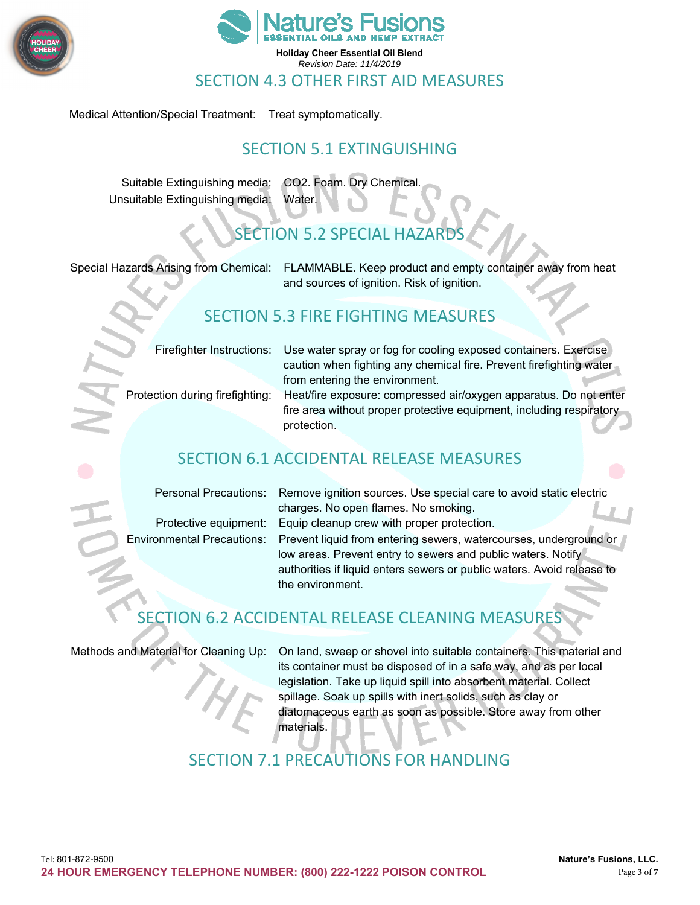## SECTION 4.3 OTHER FIRST AID MEASURES

Medical Attention/Special Treatment: Treat symptomatically.

## SECTION 5.1 EXTINGUISHING

| | |
|---|---|
| Suitable Extinguishing media: | $CO_2$. Foam. Dry Chemical. |
| Unsuitable Extinguishing media: | Water. |

## SECTION 5.2 SPECIAL HAZARDS

| | |
|---|---|
| Special Hazards Arising from Chemical: | FLAMMABLE. Keep product and empty container away from heat and sources of ignition. Risk of ignition. |

## SECTION 5.3 FIRE FIGHTING MEASURES

| | |
|---|---|
| Firefighter Instructions: | Use water spray or fog for cooling exposed containers. Exercise caution when fighting any chemical fire. Prevent firefighting water from entering the environment. |
| Protection during firefighting: | Heat/fire exposure: compressed air/oxygen apparatus. Do not enter fire area without proper protective equipment, including respiratory protection. |

## SECTION 6.1 ACCIDENTAL RELEASE MEASURES

| | |
|---|---|
| Personal Precautions: | Remove ignition sources. Use special care to avoid static electric charges. No open flames. No smoking. |
| Protective equipment: | Equip cleanup crew with proper protection. |
| Environmental Precautions: | Prevent liquid from entering sewers, watercourses, underground or low areas. Prevent entry to sewers and public waters. Notify authorities if liquid enters sewers or public waters. Avoid release to the environment. |

## SECTION 6.2 ACCIDENTAL RELEASE CLEANING MEASURES

| | |
|---|---|
| Methods and Material for Cleaning Up: | On land, sweep or shovel into suitable containers. This material and its container must be disposed of in a safe way, and as per local legislation. Take up liquid spill into absorbent material. Collect spillage. Soak up spills with inert solids, such as clay or diatomaceous earth as soon as possible. Store away from other materials. |

## SECTION 7.1 PRECAUTIONS FOR HANDLING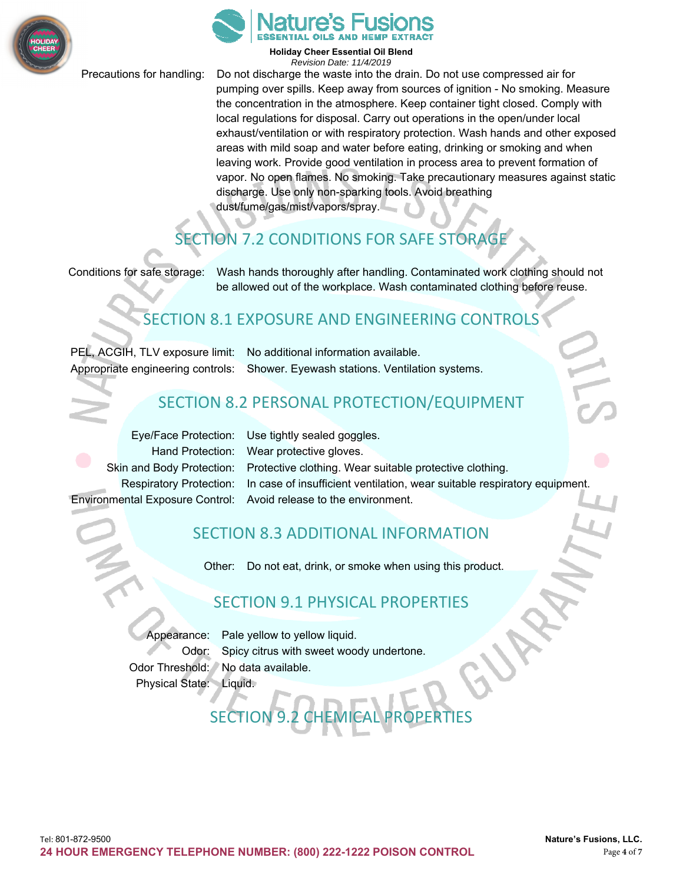Precautions for handling: Do not discharge the waste into the drain. Do not use compressed air for pumping over spills. Keep away from sources of ignition - No smoking. Measure the concentration in the atmosphere. Keep container tight closed. Comply with local regulations for disposal. Carry out operations in the open/under local exhaust/ventilation or with respiratory protection. Wash hands and other exposed areas with mild soap and water before eating, drinking or smoking and when leaving work. Provide good ventilation in process area to prevent formation of vapor. No open flames. No smoking. Take precautionary measures against static discharge. Use only non-sparking tools. Avoid breathing dust/fume/gas/mist/vapors/spray.

## SECTION 7.2 CONDITIONS FOR SAFE STORAGE

Conditions for safe storage: Wash hands thoroughly after handling. Contaminated work clothing should not be allowed out of the workplace. Wash contaminated clothing before reuse.

## SECTION 8.1 EXPOSURE AND ENGINEERING CONTROLS

PEL, ACGIH, TLV exposure limit: No additional information available.

Appropriate engineering controls: Shower. Eyewash stations. Ventilation systems.

## SECTION 8.2 PERSONAL PROTECTION/EQUIPMENT

Eye/Face Protection: Use tightly sealed goggles.

Hand Protection: Wear protective gloves.

Skin and Body Protection: Protective clothing. Wear suitable protective clothing.

Respiratory Protection: In case of insufficient ventilation, wear suitable respiratory equipment.

Environmental Exposure Control: Avoid release to the environment.

## SECTION 8.3 ADDITIONAL INFORMATION

Other: Do not eat, drink, or smoke when using this product.

## SECTION 9.1 PHYSICAL PROPERTIES

Appearance: Pale yellow to yellow liquid.

Odor: Spicy citrus with sweet woody undertone.

Odor Threshold: No data available.

Physical State: Liquid.

## SECTION 9.2 CHEMICAL PROPERTIES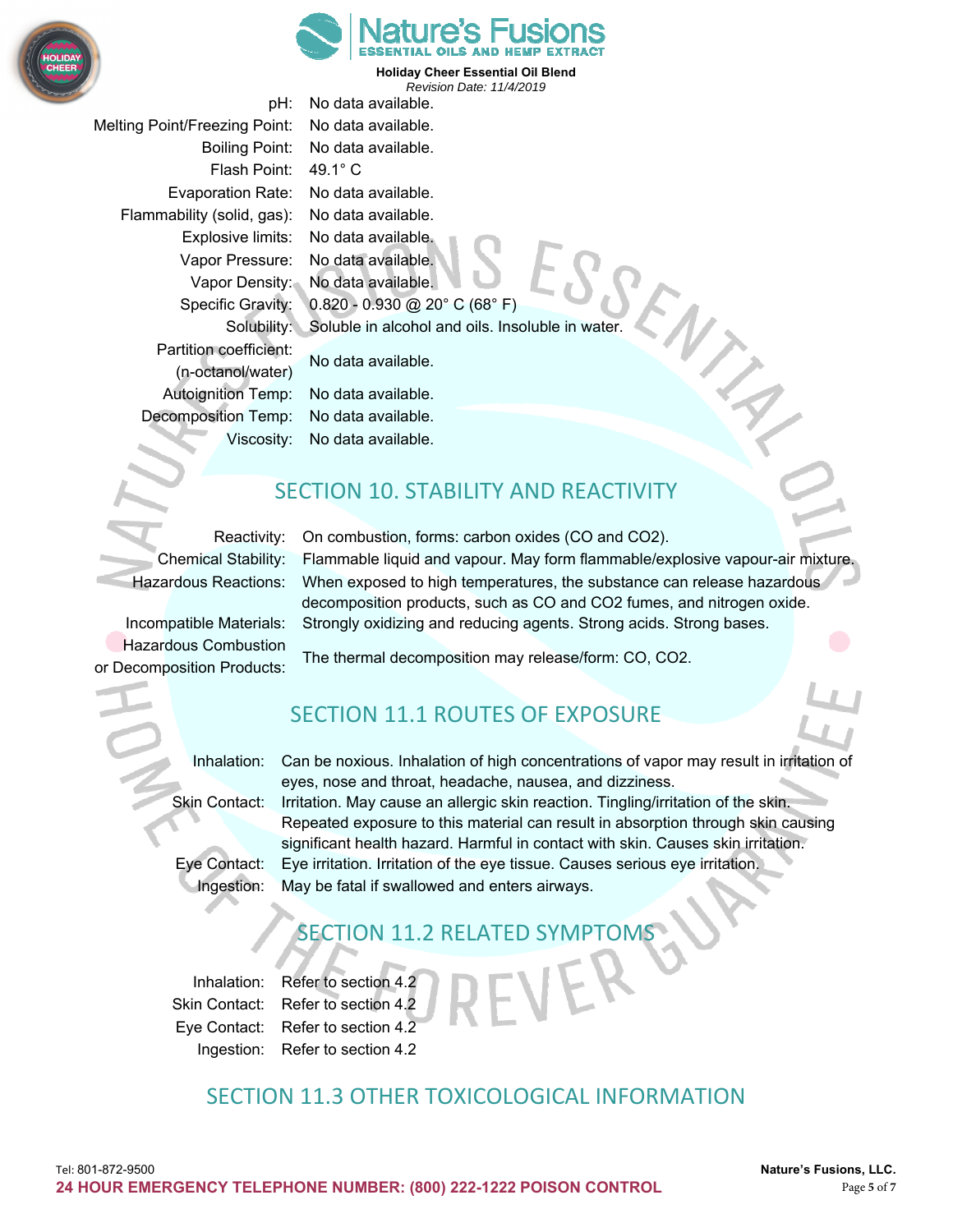| | |
|---|---|
| pH: | No data available. |
| Melting Point/Freezing Point: | No data available. |
| Boiling Point: | No data available. |
| Flash Point: | 49.1° C |
| Evaporation Rate: | No data available. |
| Flammability (solid, gas): | No data available. |
| Explosive limits: | No data available. |
| Vapor Pressure: | No data available. |
| Vapor Density: | No data available. |
| Specific Gravity: | 0.820 - 0.930 @ 20° C (68° F) |
| Solubility: | Soluble in alcohol and oils. Insoluble in water. |
| Partition coefficient: (n-octanol/water) | No data available. |
| Autoignition Temp: | No data available. |
| Decomposition Temp: | No data available. |
| Viscosity: | No data available. |

## SECTION 10. STABILITY AND REACTIVITY

| | |
|---|---|
| Reactivity: | On combustion, forms: carbon oxides (CO and $CO_2$). |
| Chemical Stability: | Flammable liquid and vapour. May form flammable/explosive vapour-air mixture. |
| Hazardous Reactions: | When exposed to high temperatures, the substance can release hazardous decomposition products, such as CO and $CO_2$ fumes, and nitrogen oxide. |
| Incompatible Materials: | Strongly oxidizing and reducing agents. Strong acids. Strong bases. |
| Hazardous Combustion or Decomposition Products: | The thermal decomposition may release/form: CO, $CO_2$. |

## SECTION 11.1 ROUTES OF EXPOSURE

| | |
|---|---|
| Inhalation: | Can be noxious. Inhalation of high concentrations of vapor may result in irritation of eyes, nose and throat, headache, nausea, and dizziness. |
| Skin Contact: | Irritation. May cause an allergic skin reaction. Tingling/irritation of the skin. Repeated exposure to this material can result in absorption through skin causing significant health hazard. Harmful in contact with skin. Causes skin irritation. |
| Eye Contact: | Eye irritation. Irritation of the eye tissue. Causes serious eye irritation. |
| Ingestion: | May be fatal if swallowed and enters airways. |

## SECTION 11.2 RELATED SYMPTOMS

| | |
|---|---|
| Inhalation: | Refer to section 4.2 |
| Skin Contact: | Refer to section 4.2 |
| Eye Contact: | Refer to section 4.2 |
| Ingestion: | Refer to section 4.2 |

## SECTION 11.3 OTHER TOXICOLOGICAL INFORMATION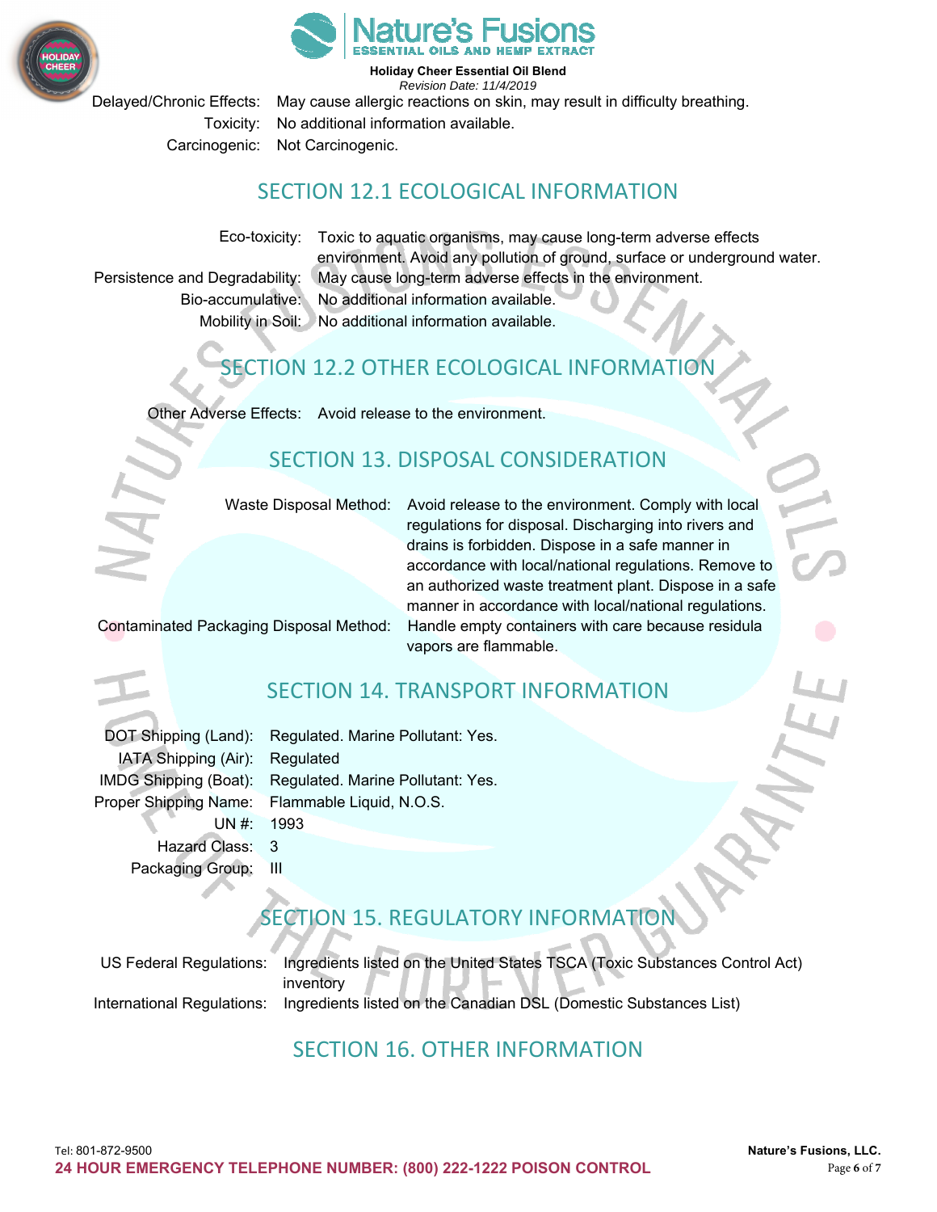Delayed/Chronic Effects: May cause allergic reactions on skin, may result in difficulty breathing.

Toxicity: No additional information available.

Carcinogenic: Not Carcinogenic.

## SECTION 12.1 ECOLOGICAL INFORMATION

Eco-toxicity: Toxic to aquatic organisms, may cause long-term adverse effects environment. Avoid any pollution of ground, surface or underground water.

Persistence and Degradability: May cause long-term adverse effects in the environment.

Bio-accumulative: No additional information available.

Mobility in Soil: No additional information available.

## SECTION 12.2 OTHER ECOLOGICAL INFORMATION

Other Adverse Effects: Avoid release to the environment.

## SECTION 13. DISPOSAL CONSIDERATION

Waste Disposal Method: Avoid release to the environment. Comply with local regulations for disposal. Discharging into rivers and drains is forbidden. Dispose in a safe manner in accordance with local/national regulations. Remove to an authorized waste treatment plant. Dispose in a safe manner in accordance with local/national regulations.

Contaminated Packaging Disposal Method: Handle empty containers with care because residula vapors are flammable.

## SECTION 14. TRANSPORT INFORMATION

DOT Shipping (Land): Regulated. Marine Pollutant: Yes.

IATA Shipping (Air): Regulated

IMDG Shipping (Boat): Regulated. Marine Pollutant: Yes.

Proper Shipping Name: Flammable Liquid, N.O.S.

UN #: 1993

Hazard Class: 3

Packaging Group: III

## SECTION 15. REGULATORY INFORMATION

US Federal Regulations: Ingredients listed on the United States TSCA (Toxic Substances Control Act) inventory

International Regulations: Ingredients listed on the Canadian DSL (Domestic Substances List)

## SECTION 16. OTHER INFORMATION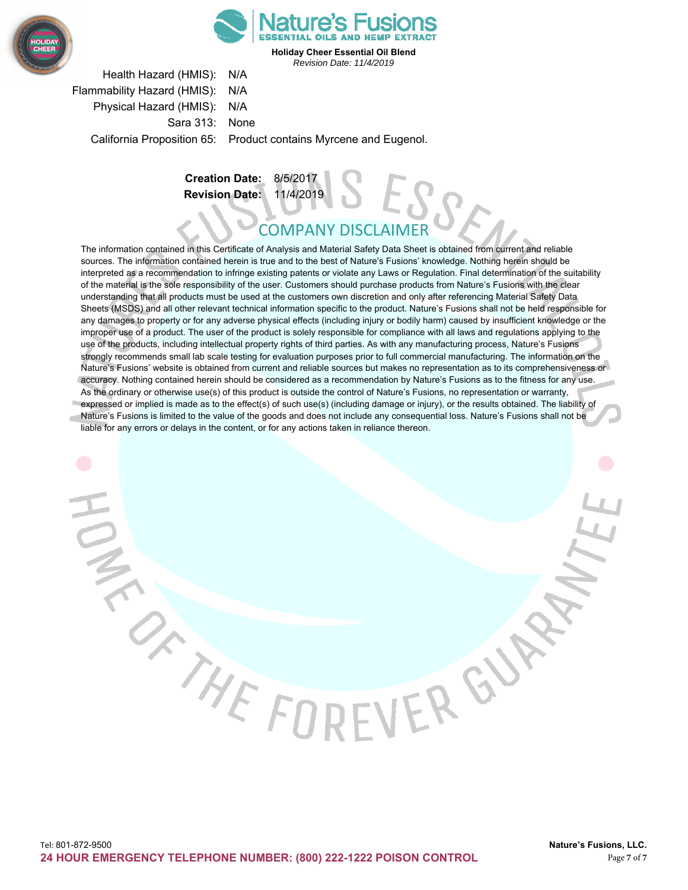| | |
|---|---|
| Health Hazard (HMIS): | N/A |
| Flammability Hazard (HMIS): | N/A |
| Physical Hazard (HMIS): | N/A |
| Sara 313: | None |
| California Proposition 65: | Product contains Myrcene and Eugenol. |

**Creation Date:** 8/5/2017
**Revision Date:** 11/4/2019

## COMPANY DISCLAIMER

The information contained in this Certificate of Analysis and Material Safety Data Sheet is obtained from current and reliable sources. The information contained herein is true and to the best of Nature's Fusions' knowledge. Nothing herein should be interpreted as a recommendation to infringe existing patents or violate any Laws or Regulation. Final determination of the suitability of the material is the sole responsibility of the user. Customers should purchase products from Nature's Fusions with the clear understanding that all products must be used at the customers own discretion and only after referencing Material Safety Data Sheets (MSDS) and all other relevant technical information specific to the product. Nature's Fusions shall not be held responsible for any damages to property or for any adverse physical effects (including injury or bodily harm) caused by insufficient knowledge or the improper use of a product. The user of the product is solely responsible for compliance with all laws and regulations applying to the use of the products, including intellectual property rights of third parties. As with any manufacturing process, Nature's Fusions strongly recommends small lab scale testing for evaluation purposes prior to full commercial manufacturing. The information on the Nature's Fusions' website is obtained from current and reliable sources but makes no representation as to its comprehensiveness or accuracy. Nothing contained herein should be considered as a recommendation by Nature's Fusions as to the fitness for any use. As the ordinary or otherwise use(s) of this product is outside the control of Nature's Fusions, no representation or warranty, expressed or implied is made as to the effect(s) of such use(s) (including damage or injury), or the results obtained. The liability of Nature's Fusions is limited to the value of the goods and does not include any consequential loss. Nature's Fusions shall not be liable for any errors or delays in the content, or for any actions taken in reliance thereon.